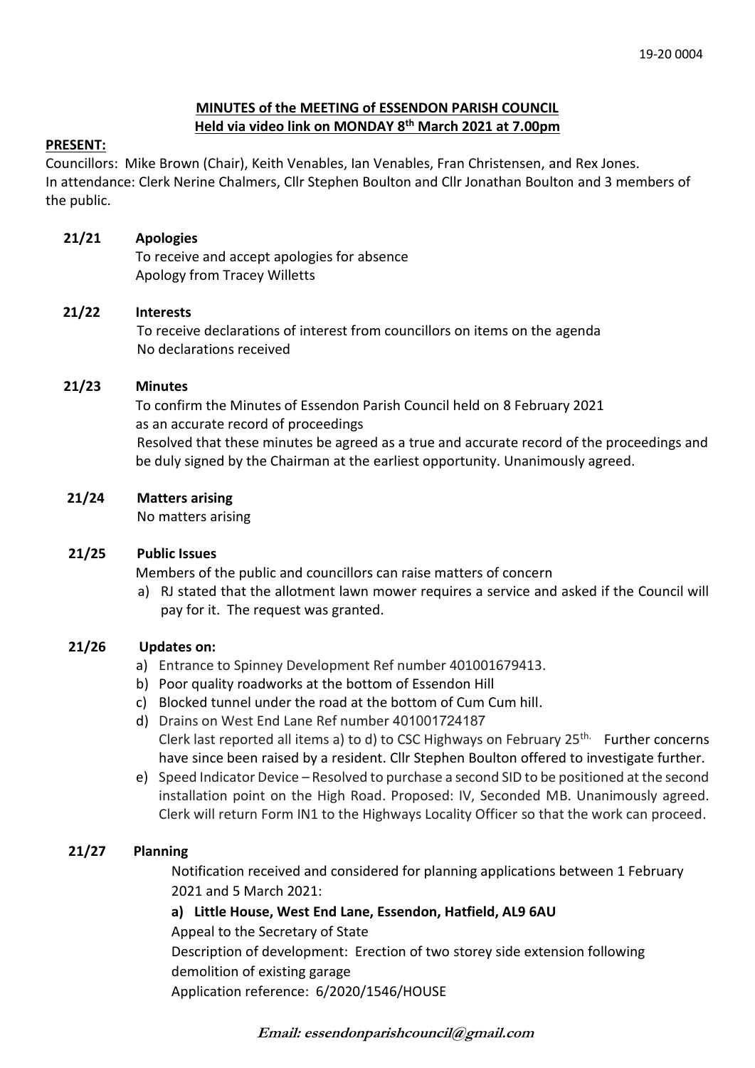19-20 0004

# MINUTES of the MEETING of ESSENDON PARISH COUNCIL
## Held via video link on MONDAY 8th March 2021 at 7.00pm

**PRESENT:**

Councillors: Mike Brown (Chair), Keith Venables, Ian Venables, Fran Christensen, and Rex Jones.
In attendance: Clerk Nerine Chalmers, Cllr Stephen Boulton and Cllr Jonathan Boulton and 3 members of the public.

**21/21 Apologies**

To receive and accept apologies for absence
Apology from Tracey Willetts

**21/22 Interests**

To receive declarations of interest from councillors on items on the agenda
No declarations received

**21/23 Minutes**

To confirm the Minutes of Essendon Parish Council held on 8 February 2021 as an accurate record of proceedings
Resolved that these minutes be agreed as a true and accurate record of the proceedings and be duly signed by the Chairman at the earliest opportunity. Unanimously agreed.

**21/24 Matters arising**

No matters arising

**21/25 Public Issues**

Members of the public and councillors can raise matters of concern

a) RJ stated that the allotment lawn mower requires a service and asked if the Council will pay for it. The request was granted.

**21/26 Updates on:**

a) Entrance to Spinney Development Ref number 401001679413.
b) Poor quality roadworks at the bottom of Essendon Hill
c) Blocked tunnel under the road at the bottom of Cum Cum hill.
d) Drains on West End Lane Ref number 401001724187
Clerk last reported all items a) to d) to CSC Highways on February 25th. Further concerns have since been raised by a resident. Cllr Stephen Boulton offered to investigate further.
e) Speed Indicator Device – Resolved to purchase a second SID to be positioned at the second installation point on the High Road. Proposed: IV, Seconded MB. Unanimously agreed. Clerk will return Form IN1 to the Highways Locality Officer so that the work can proceed.

**21/27 Planning**

Notification received and considered for planning applications between 1 February 2021 and 5 March 2021:

**a) Little House, West End Lane, Essendon, Hatfield, AL9 6AU**

Appeal to the Secretary of State
Description of development: Erection of two storey side extension following demolition of existing garage
Application reference: 6/2020/1546/HOUSE

***Email: essendonparishcouncil@gmail.com***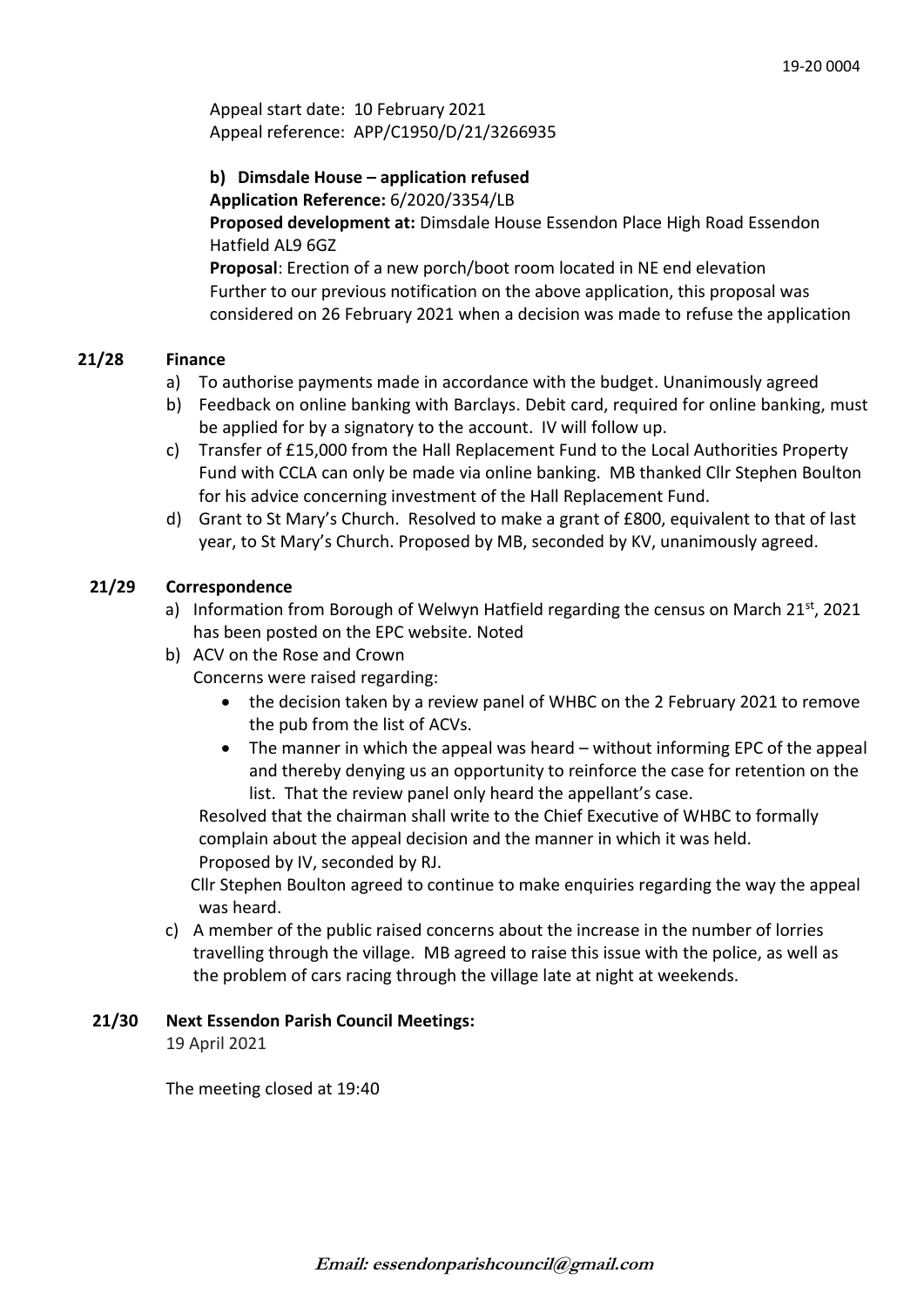Appeal start date: 10 February 2021
Appeal reference: APP/C1950/D/21/3266935

**b) Dimsdale House – application refused**
**Application Reference:** 6/2020/3354/LB
**Proposed development at:** Dimsdale House Essendon Place High Road Essendon Hatfield AL9 6GZ
**Proposal**: Erection of a new porch/boot room located in NE end elevation
Further to our previous notification on the above application, this proposal was considered on 26 February 2021 when a decision was made to refuse the application

**21/28 Finance**

a) To authorise payments made in accordance with the budget. Unanimously agreed
b) Feedback on online banking with Barclays. Debit card, required for online banking, must be applied for by a signatory to the account. IV will follow up.
c) Transfer of £15,000 from the Hall Replacement Fund to the Local Authorities Property Fund with CCLA can only be made via online banking. MB thanked Cllr Stephen Boulton for his advice concerning investment of the Hall Replacement Fund.
d) Grant to St Mary's Church. Resolved to make a grant of £800, equivalent to that of last year, to St Mary's Church. Proposed by MB, seconded by KV, unanimously agreed.

**21/29 Correspondence**

a) Information from Borough of Welwyn Hatfield regarding the census on March 21st, 2021 has been posted on the EPC website. Noted
b) ACV on the Rose and Crown
Concerns were raised regarding:
   - the decision taken by a review panel of WHBC on the 2 February 2021 to remove the pub from the list of ACVs.
   - The manner in which the appeal was heard – without informing EPC of the appeal and thereby denying us an opportunity to reinforce the case for retention on the list. That the review panel only heard the appellant's case.

   Resolved that the chairman shall write to the Chief Executive of WHBC to formally complain about the appeal decision and the manner in which it was held.
   Proposed by IV, seconded by RJ.
   Cllr Stephen Boulton agreed to continue to make enquiries regarding the way the appeal was heard.
c) A member of the public raised concerns about the increase in the number of lorries travelling through the village. MB agreed to raise this issue with the police, as well as the problem of cars racing through the village late at night at weekends.

**21/30 Next Essendon Parish Council Meetings:**
19 April 2021

The meeting closed at 19:40

***Email: essendonparishcouncil@gmail.com***